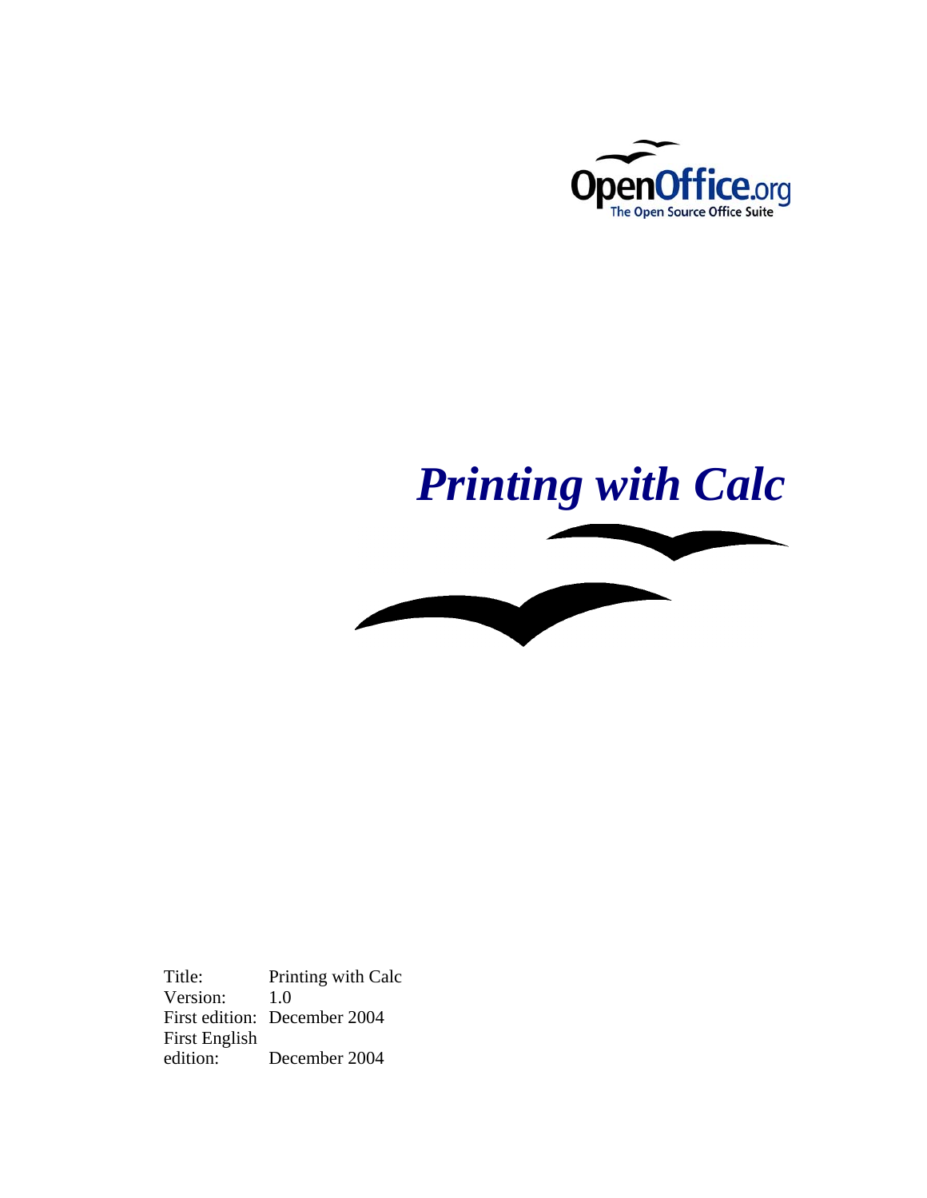OpenOffice.org

The Open Source Office Suite

# *Printing with Calc*

| | |
|---|---|
| Title: | Printing with Calc |
| Version: | 1.0 |
| First edition: | December 2004 |
| First English edition: | December 2004 |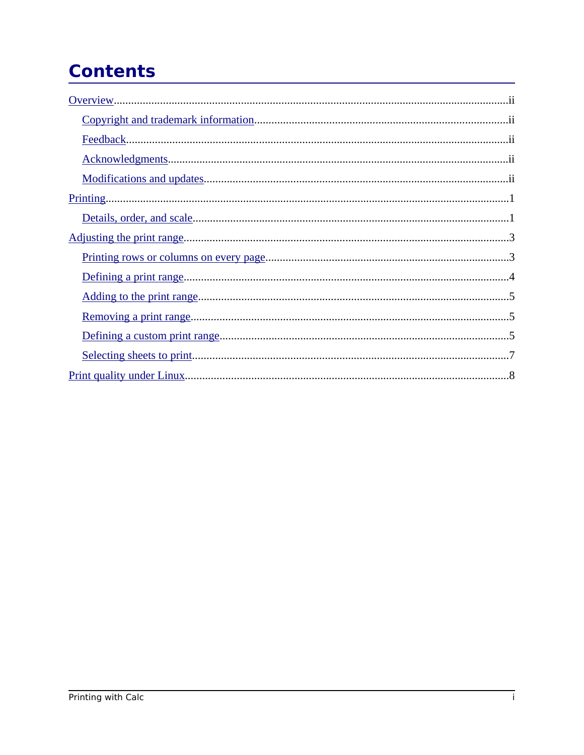# Contents

- Overview ........ ii
  - Copyright and trademark information ........ ii
  - Feedback ........ ii
  - Acknowledgments ........ ii
  - Modifications and updates ........ ii
- Printing ........ 1
  - Details, order, and scale ........ 1
- Adjusting the print range ........ 3
  - Printing rows or columns on every page ........ 3
  - Defining a print range ........ 4
  - Adding to the print range ........ 5
  - Removing a print range ........ 5
  - Defining a custom print range ........ 5
  - Selecting sheets to print ........ 7
- Print quality under Linux ........ 8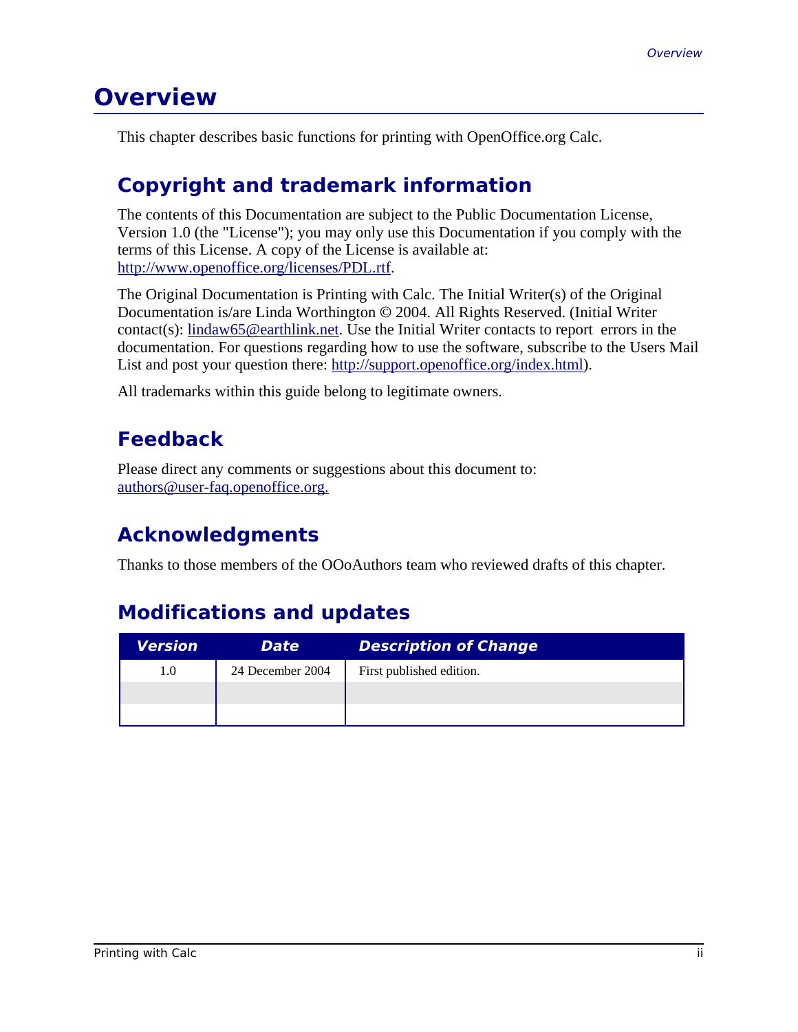# Overview

This chapter describes basic functions for printing with OpenOffice.org Calc.

## Copyright and trademark information

The contents of this Documentation are subject to the Public Documentation License, Version 1.0 (the "License"); you may only use this Documentation if you comply with the terms of this License. A copy of the License is available at: http://www.openoffice.org/licenses/PDL.rtf.

The Original Documentation is Printing with Calc. The Initial Writer(s) of the Original Documentation is/are Linda Worthington © 2004. All Rights Reserved. (Initial Writer contact(s): lindaw65@earthlink.net. Use the Initial Writer contacts to report errors in the documentation. For questions regarding how to use the software, subscribe to the Users Mail List and post your question there: http://support.openoffice.org/index.html).

All trademarks within this guide belong to legitimate owners.

## Feedback

Please direct any comments or suggestions about this document to: authors@user-faq.openoffice.org.

## Acknowledgments

Thanks to those members of the OOoAuthors team who reviewed drafts of this chapter.

## Modifications and updates

| Version | Date | Description of Change |
|---|---|---|
| 1.0 | 24 December 2004 | First published edition. |
| | | |
| | | |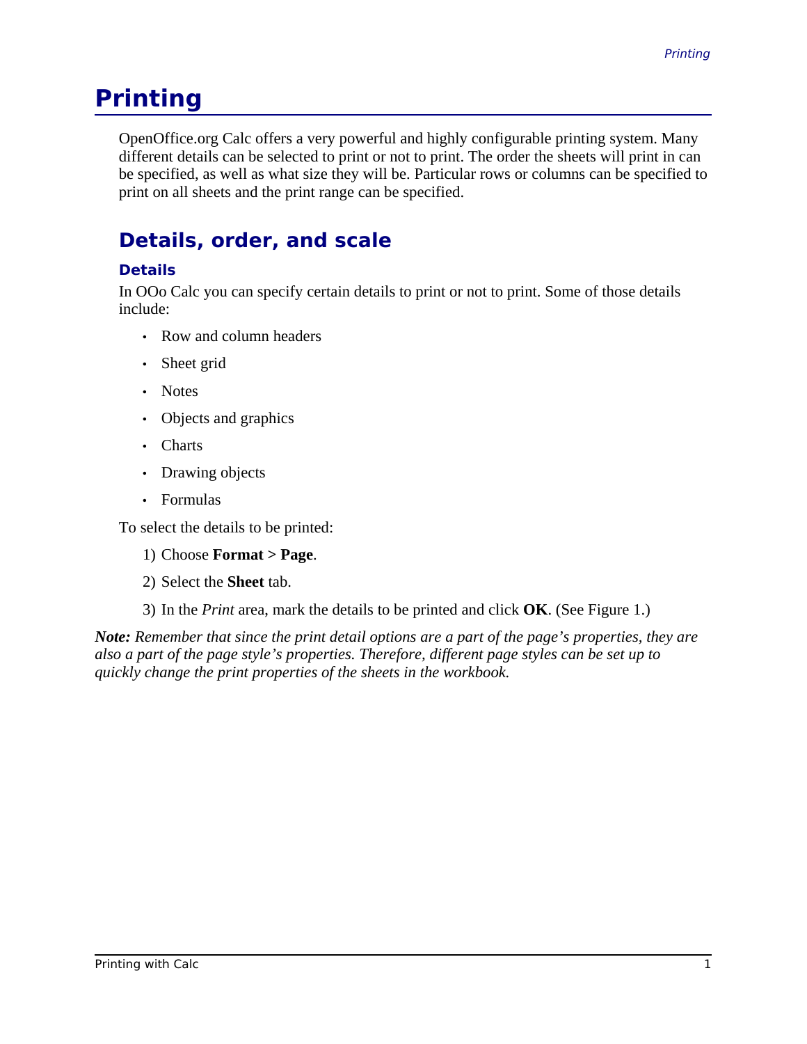# Printing

OpenOffice.org Calc offers a very powerful and highly configurable printing system. Many different details can be selected to print or not to print. The order the sheets will print in can be specified, as well as what size they will be. Particular rows or columns can be specified to print on all sheets and the print range can be specified.

## Details, order, and scale

### Details

In OOo Calc you can specify certain details to print or not to print. Some of those details include:

- Row and column headers
- Sheet grid
- Notes
- Objects and graphics
- Charts
- Drawing objects
- Formulas

To select the details to be printed:

1) Choose **Format > Page**.
2) Select the **Sheet** tab.
3) In the *Print* area, mark the details to be printed and click **OK**. (See Figure 1.)

***Note:*** *Remember that since the print detail options are a part of the page's properties, they are also a part of the page style's properties. Therefore, different page styles can be set up to quickly change the print properties of the sheets in the workbook.*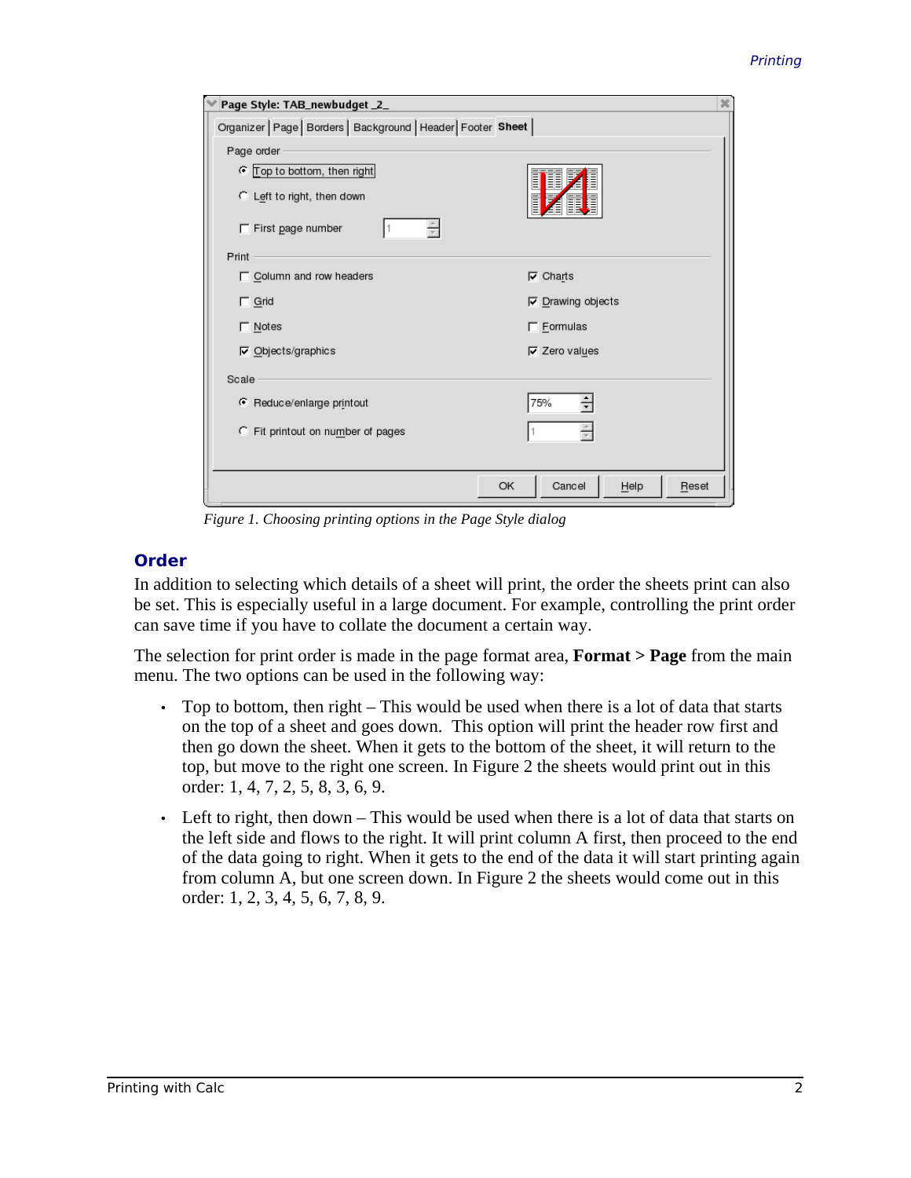Figure 1. Choosing printing options in the Page Style dialog

## Order

In addition to selecting which details of a sheet will print, the order the sheets print can also be set. This is especially useful in a large document. For example, controlling the print order can save time if you have to collate the document a certain way.

The selection for print order is made in the page format area, **Format > Page** from the main menu. The two options can be used in the following way:

- Top to bottom, then right – This would be used when there is a lot of data that starts on the top of a sheet and goes down. This option will print the header row first and then go down the sheet. When it gets to the bottom of the sheet, it will return to the top, but move to the right one screen. In Figure 2 the sheets would print out in this order: 1, 4, 7, 2, 5, 8, 3, 6, 9.
- Left to right, then down – This would be used when there is a lot of data that starts on the left side and flows to the right. It will print column A first, then proceed to the end of the data going to right. When it gets to the end of the data it will start printing again from column A, but one screen down. In Figure 2 the sheets would come out in this order: 1, 2, 3, 4, 5, 6, 7, 8, 9.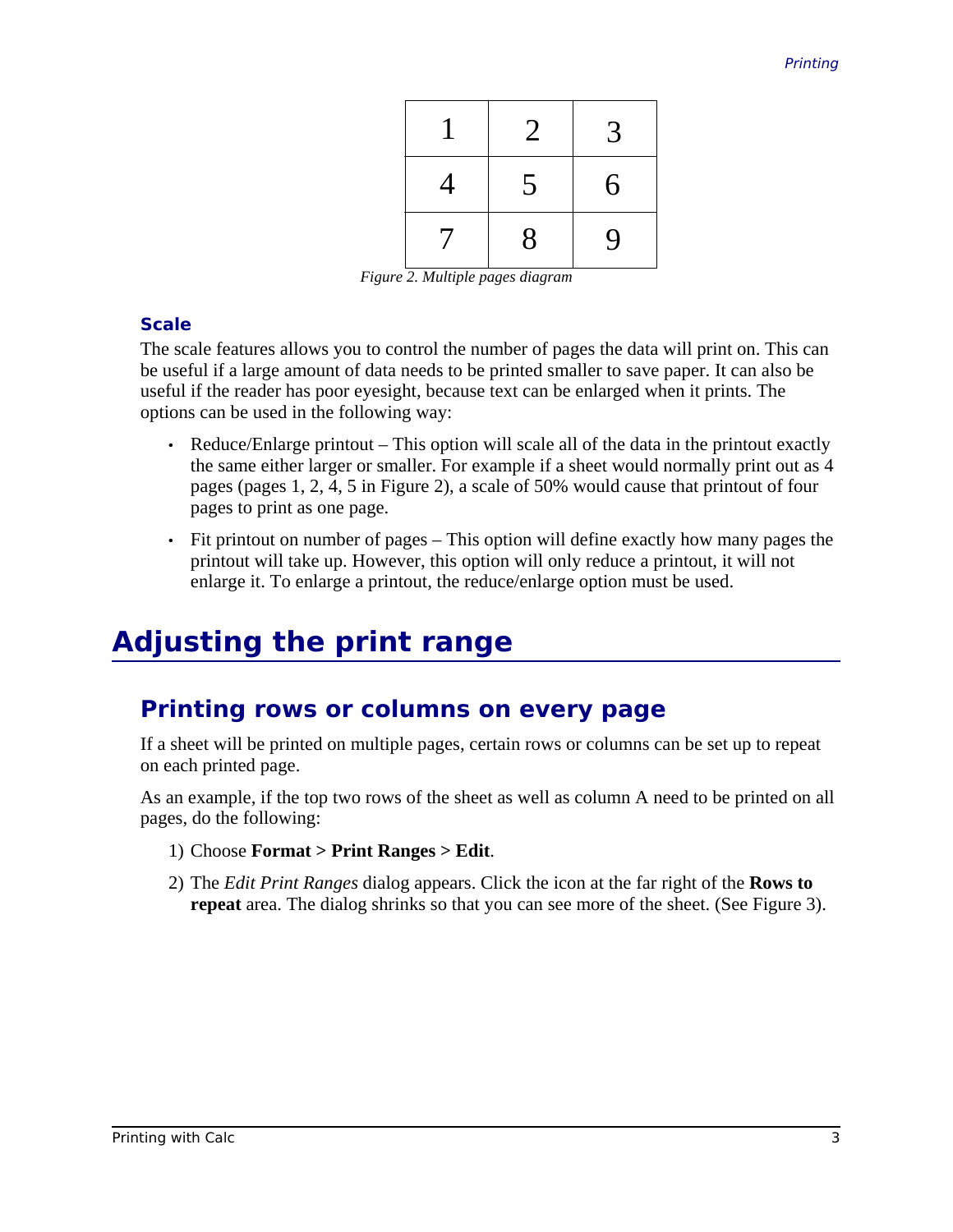| 1 | 2 | 3 |
|---|---|---|
| 4 | 5 | 6 |
| 7 | 8 | 9 |

*Figure 2. Multiple pages diagram*

### Scale

The scale features allows you to control the number of pages the data will print on. This can be useful if a large amount of data needs to be printed smaller to save paper. It can also be useful if the reader has poor eyesight, because text can be enlarged when it prints. The options can be used in the following way:

- Reduce/Enlarge printout – This option will scale all of the data in the printout exactly the same either larger or smaller. For example if a sheet would normally print out as 4 pages (pages 1, 2, 4, 5 in Figure 2), a scale of 50% would cause that printout of four pages to print as one page.
- Fit printout on number of pages – This option will define exactly how many pages the printout will take up. However, this option will only reduce a printout, it will not enlarge it. To enlarge a printout, the reduce/enlarge option must be used.

# Adjusting the print range

## Printing rows or columns on every page

If a sheet will be printed on multiple pages, certain rows or columns can be set up to repeat on each printed page.

As an example, if the top two rows of the sheet as well as column A need to be printed on all pages, do the following:

1) Choose **Format > Print Ranges > Edit**.
2) The *Edit Print Ranges* dialog appears. Click the icon at the far right of the **Rows to repeat** area. The dialog shrinks so that you can see more of the sheet. (See Figure 3).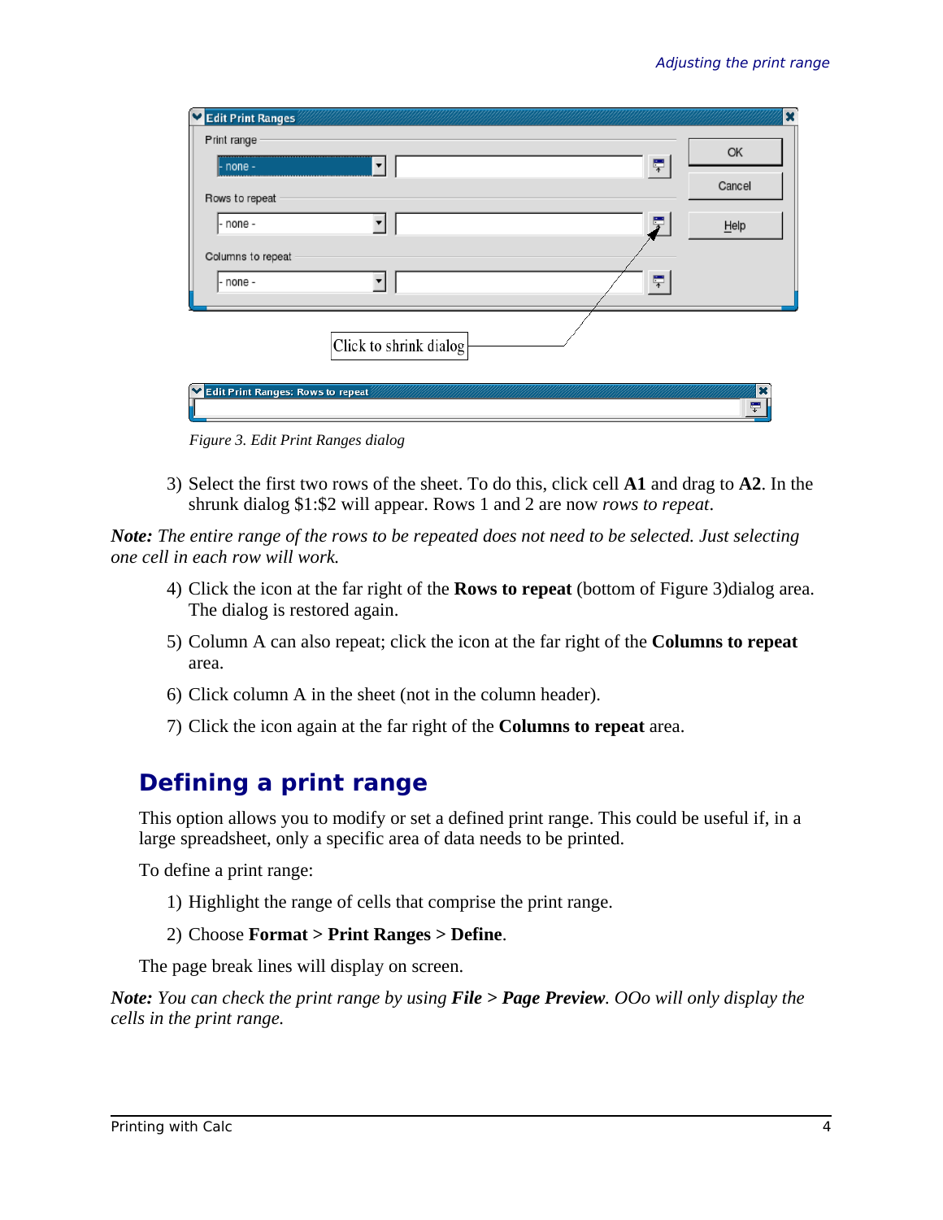Figure 3. Edit Print Ranges dialog

3) Select the first two rows of the sheet. To do this, click cell **A1** and drag to **A2**. In the shrunk dialog $1:$2 will appear. Rows 1 and 2 are now *rows to repeat*.

***Note:*** *The entire range of the rows to be repeated does not need to be selected. Just selecting one cell in each row will work.*

4) Click the icon at the far right of the **Rows to repeat** (bottom of Figure 3)dialog area. The dialog is restored again.

5) Column A can also repeat; click the icon at the far right of the **Columns to repeat** area.

6) Click column A in the sheet (not in the column header).

7) Click the icon again at the far right of the **Columns to repeat** area.

## Defining a print range

This option allows you to modify or set a defined print range. This could be useful if, in a large spreadsheet, only a specific area of data needs to be printed.

To define a print range:

1) Highlight the range of cells that comprise the print range.

2) Choose **Format > Print Ranges > Define**.

The page break lines will display on screen.

***Note:*** *You can check the print range by using* ***File > Page Preview****. OOo will only display the cells in the print range.*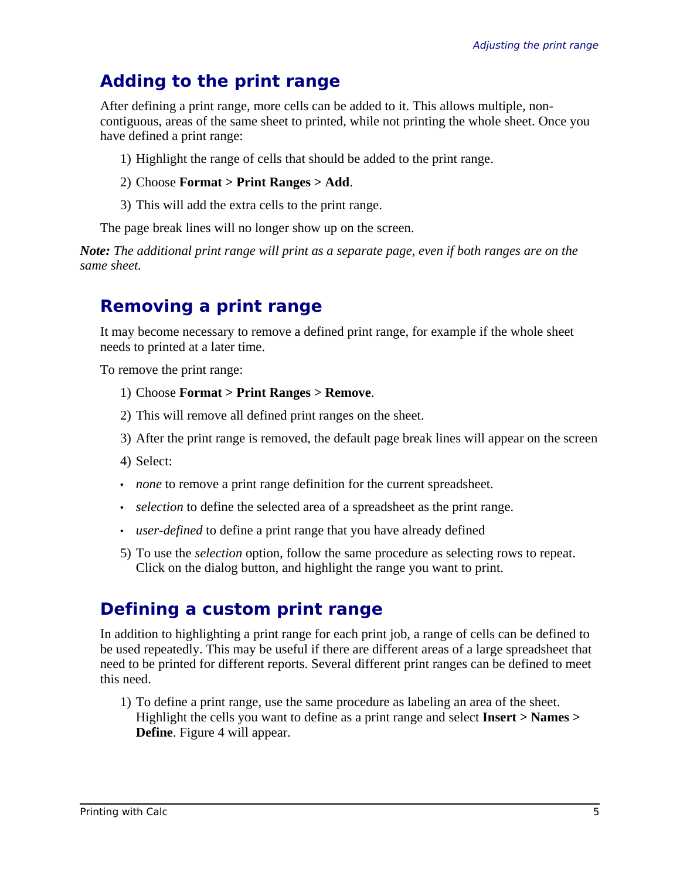## Adding to the print range

After defining a print range, more cells can be added to it. This allows multiple, non-contiguous, areas of the same sheet to printed, while not printing the whole sheet. Once you have defined a print range:

1) Highlight the range of cells that should be added to the print range.
2) Choose **Format > Print Ranges > Add**.
3) This will add the extra cells to the print range.

The page break lines will no longer show up on the screen.

***Note:*** *The additional print range will print as a separate page, even if both ranges are on the same sheet.*

## Removing a print range

It may become necessary to remove a defined print range, for example if the whole sheet needs to printed at a later time.

To remove the print range:

1) Choose **Format > Print Ranges > Remove**.
2) This will remove all defined print ranges on the sheet.
3) After the print range is removed, the default page break lines will appear on the screen
4) Select:

- *none* to remove a print range definition for the current spreadsheet.
- *selection* to define the selected area of a spreadsheet as the print range.
- *user-defined* to define a print range that you have already defined

5) To use the *selection* option, follow the same procedure as selecting rows to repeat. Click on the dialog button, and highlight the range you want to print.

## Defining a custom print range

In addition to highlighting a print range for each print job, a range of cells can be defined to be used repeatedly. This may be useful if there are different areas of a large spreadsheet that need to be printed for different reports. Several different print ranges can be defined to meet this need.

1) To define a print range, use the same procedure as labeling an area of the sheet. Highlight the cells you want to define as a print range and select **Insert > Names > Define**. Figure 4 will appear.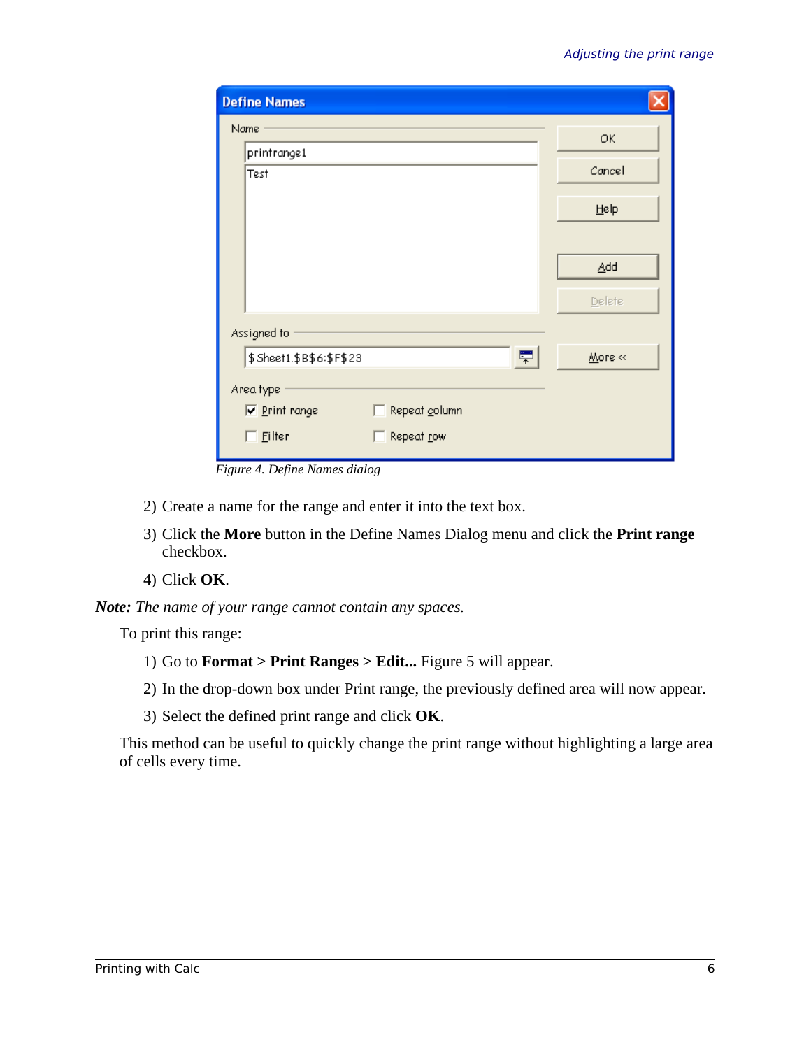Figure 4. Define Names dialog

2) Create a name for the range and enter it into the text box.

3) Click the **More** button in the Define Names Dialog menu and click the **Print range** checkbox.

4) Click **OK**.

***Note:*** *The name of your range cannot contain any spaces.*

To print this range:

1) Go to **Format > Print Ranges > Edit...** Figure 5 will appear.

2) In the drop-down box under Print range, the previously defined area will now appear.

3) Select the defined print range and click **OK**.

This method can be useful to quickly change the print range without highlighting a large area of cells every time.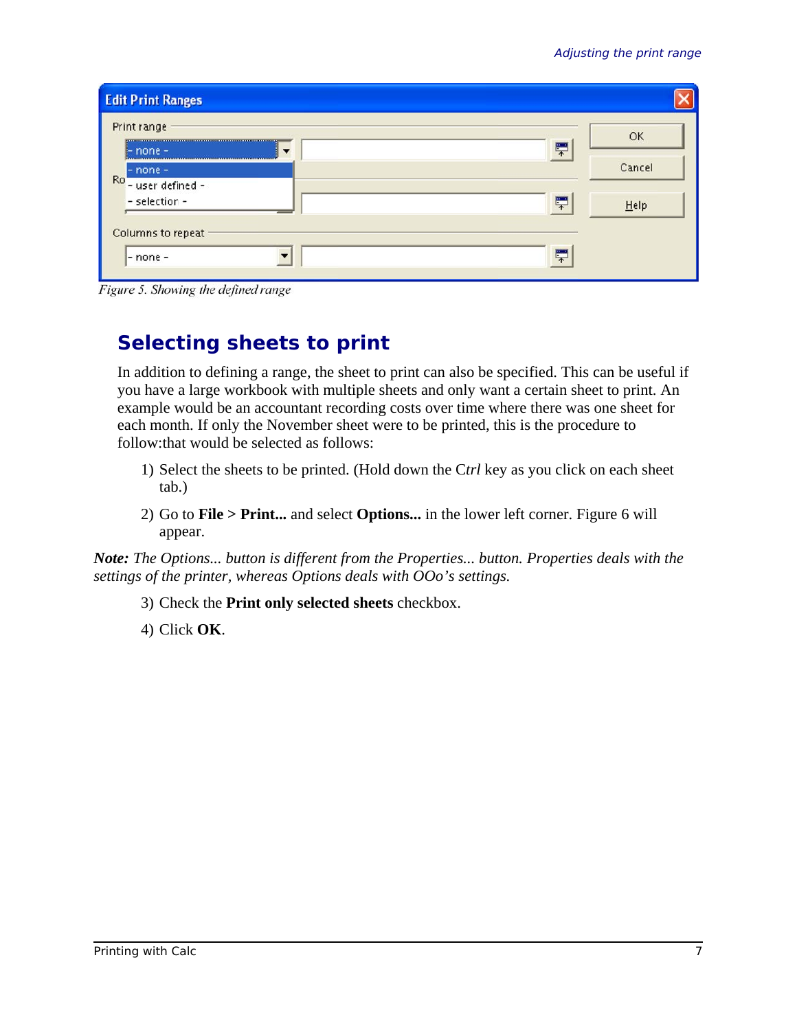Figure 5. Showing the defined range

## Selecting sheets to print

In addition to defining a range, the sheet to print can also be specified. This can be useful if you have a large workbook with multiple sheets and only want a certain sheet to print. An example would be an accountant recording costs over time where there was one sheet for each month. If only the November sheet were to be printed, this is the procedure to follow:that would be selected as follows:

1) Select the sheets to be printed. (Hold down the C*trl* key as you click on each sheet tab.)

2) Go to **File > Print...** and select **Options...** in the lower left corner. Figure 6 will appear.

***Note:*** *The Options... button is different from the Properties... button. Properties deals with the settings of the printer, whereas Options deals with OOo's settings.*

3) Check the **Print only selected sheets** checkbox.

4) Click **OK**.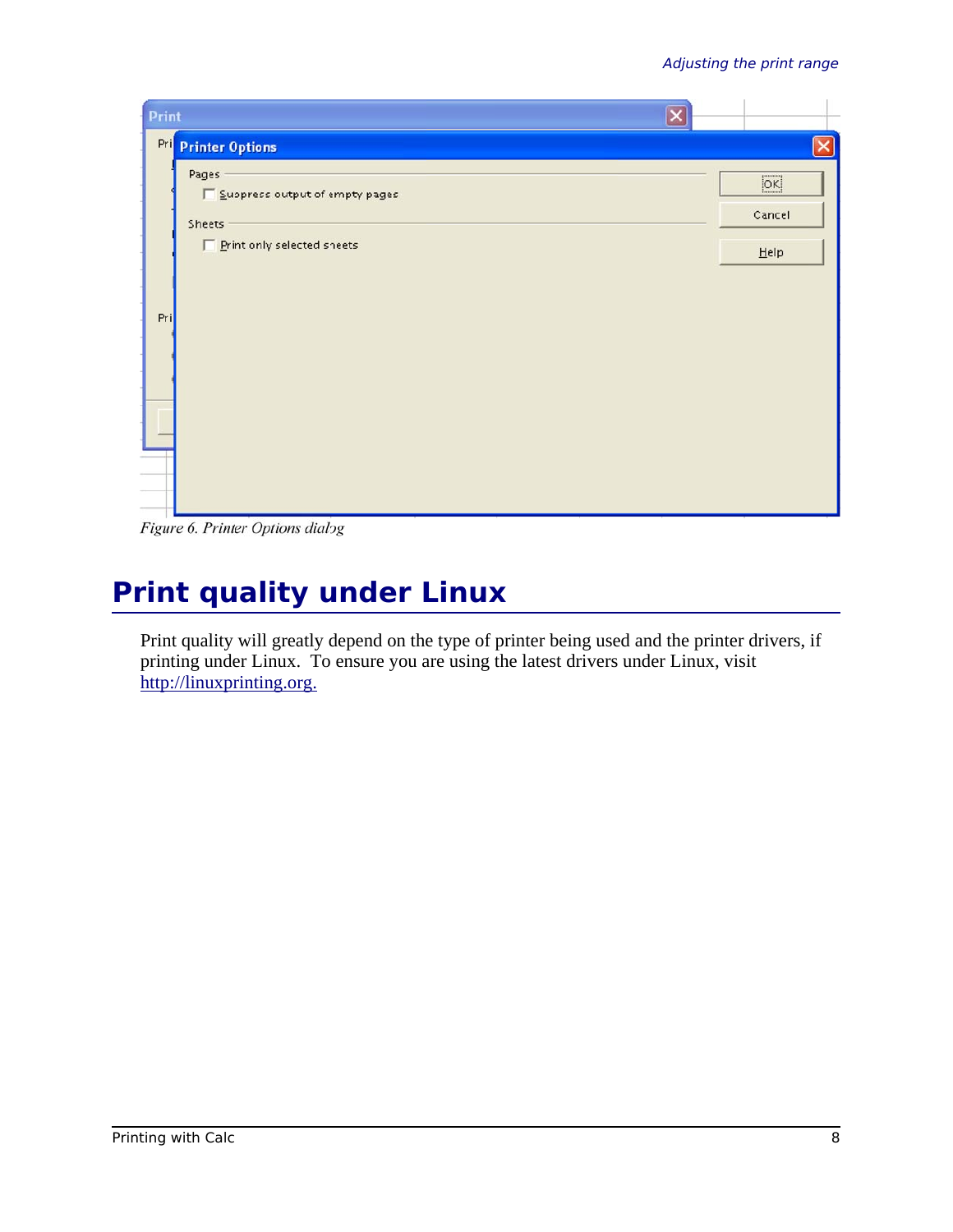Figure 6. Printer Options dialog

# Print quality under Linux

Print quality will greatly depend on the type of printer being used and the printer drivers, if printing under Linux. To ensure you are using the latest drivers under Linux, visit http://linuxprinting.org.